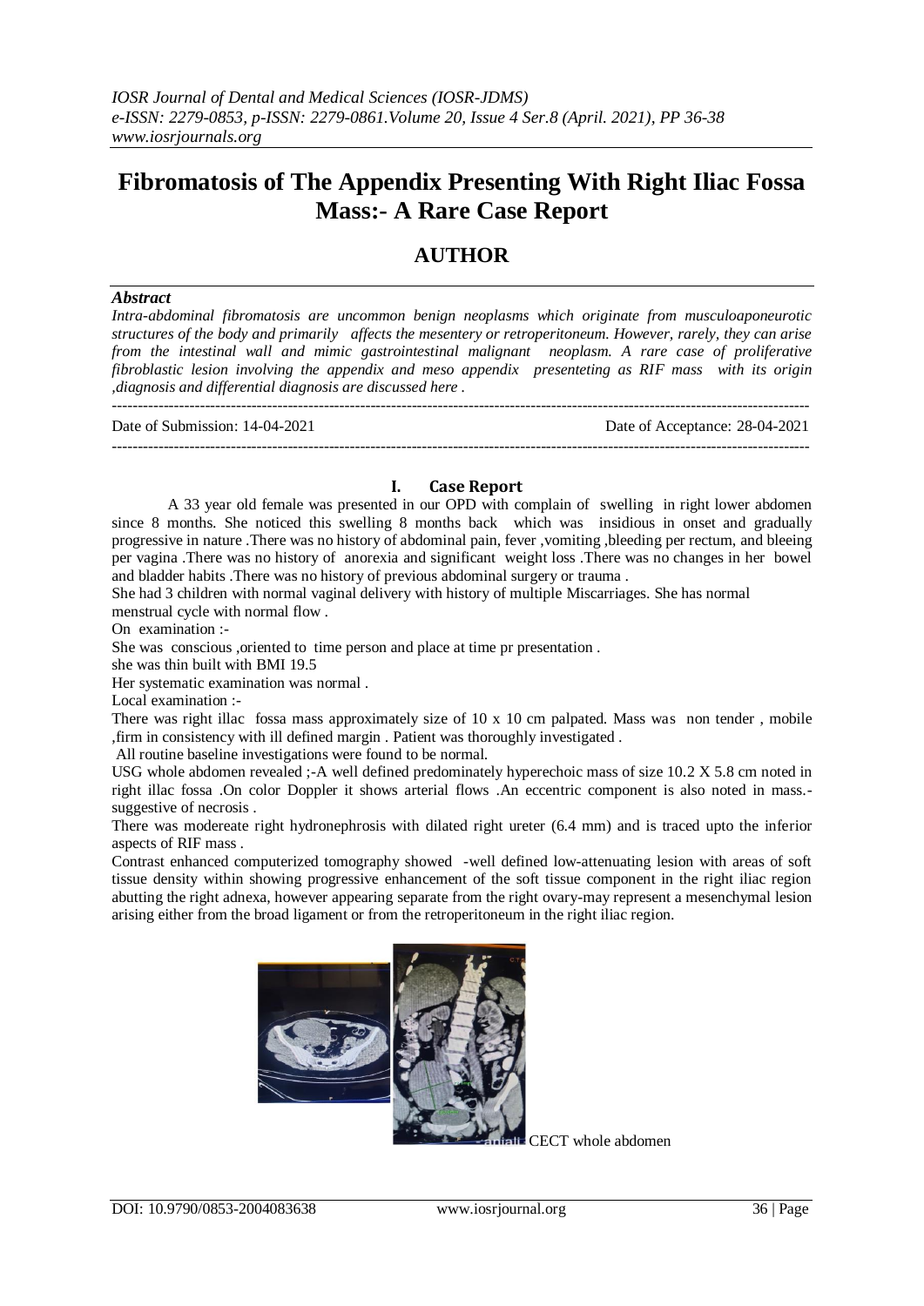# Fibromatosis of The Appendix Presenting With Right Iliac Fossa Mass:- A Rare Case Report

## AUTHOR

### *Abstract*

*Intra-abdominal fibromatosis are uncommon benign neoplasms which originate from musculoaponeurotic structures of the body and primarily affects the mesentery or retroperitoneum. However, rarely, they can arise from the intestinal wall and mimic gastrointestinal malignant neoplasm. A rare case of proliferative fibroblastic lesion involving the appendix and meso appendix presenteting as RIF mass with its origin ,diagnosis and differential diagnosis are discussed here .*

---

Date of Submission: 14-04-2021 Date of Acceptance: 28-04-2021

---

## I. Case Report

A 33 year old female was presented in our OPD with complain of swelling in right lower abdomen since 8 months. She noticed this swelling 8 months back which was insidious in onset and gradually progressive in nature .There was no history of abdominal pain, fever ,vomiting ,bleeding per rectum, and bleeing per vagina .There was no history of anorexia and significant weight loss .There was no changes in her bowel and bladder habits .There was no history of previous abdominal surgery or trauma .

She had 3 children with normal vaginal delivery with history of multiple Miscarriages. She has normal menstrual cycle with normal flow .

On examination :-

She was conscious ,oriented to time person and place at time pr presentation .

she was thin built with BMI 19.5

Her systematic examination was normal .

Local examination :-

There was right illac fossa mass approximately size of 10 x 10 cm palpated. Mass was non tender , mobile ,firm in consistency with ill defined margin . Patient was thoroughly investigated .

All routine baseline investigations were found to be normal.

USG whole abdomen revealed ;-A well defined predominately hyperechoic mass of size 10.2 X 5.8 cm noted in right illac fossa .On color Doppler it shows arterial flows .An eccentric component is also noted in mass.- suggestive of necrosis .

There was modereate right hydronephrosis with dilated right ureter (6.4 mm) and is traced upto the inferior aspects of RIF mass .

Contrast enhanced computerized tomography showed -well defined low-attenuating lesion with areas of soft tissue density within showing progressive enhancement of the soft tissue component in the right iliac region abutting the right adnexa, however appearing separate from the right ovary-may represent a mesenchymal lesion arising either from the broad ligament or from the retroperitoneum in the right iliac region.

CECT whole abdomen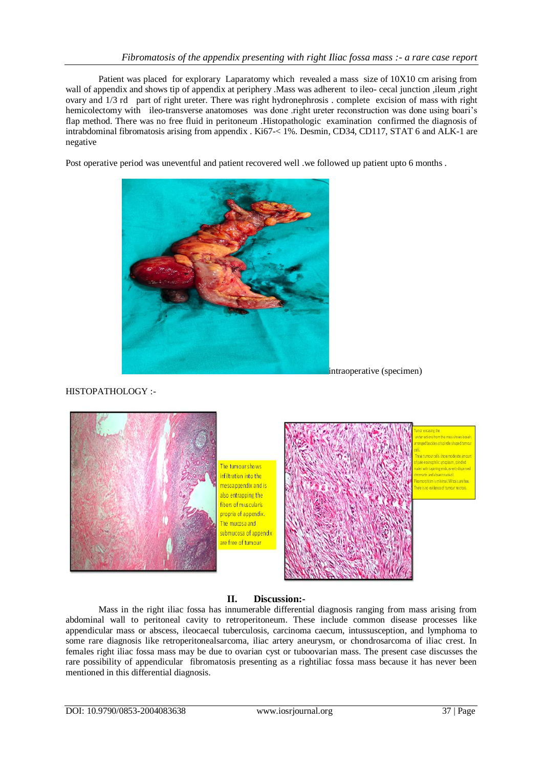Patient was placed for explorary Laparatomy which revealed a mass size of 10X10 cm arising from wall of appendix and shows tip of appendix at periphery .Mass was adherent to ileo- cecal junction ,ileum ,right ovary and 1/3 rd part of right ureter. There was right hydronephrosis . complete excision of mass with right hemicolectomy with ileo-transverse anatomoses was done .right ureter reconstruction was done using boari's flap method. There was no free fluid in peritoneum .Histopathologic examination confirmed the diagnosis of intrabdominal fibromatosis arising from appendix . Ki67-< 1%. Desmin, CD34, CD117, STAT 6 and ALK-1 are negative

Post operative period was uneventful and patient recovered well .we followed up patient upto 6 months .

intraoperative (specimen)

HISTOPATHOLOGY :-

The tumour shows infiltration into the mesoappendix and is also entrapping the fibers of muscularis propria of appendix. The mucosa and submucosa of appendix are free of tumour

Tumor excising the ... sections from the mass shows loosely arranged fascicles of spindle shaped tumour cells. These tumour cells show moderate amount of pale eosinophilic cytoplasm, spindled nuclei with tapering ends, evenly dispersed chromatin and absent nucleoli. Pleomorphism is minimal. Mitosis are few. There is no evidence of tumour necrosis.

## II. Discussion:-

Mass in the right iliac fossa has innumerable differential diagnosis ranging from mass arising from abdominal wall to peritoneal cavity to retroperitoneum. These include common disease processes like appendicular mass or abscess, ileocaecal tuberculosis, carcinoma caecum, intussusception, and lymphoma to some rare diagnosis like retroperitonealsarcoma, iliac artery aneurysm, or chondrosarcoma of iliac crest. In females right iliac fossa mass may be due to ovarian cyst or tuboovarian mass. The present case discusses the rare possibility of appendicular fibromatosis presenting as a rightiliac fossa mass because it has never been mentioned in this differential diagnosis.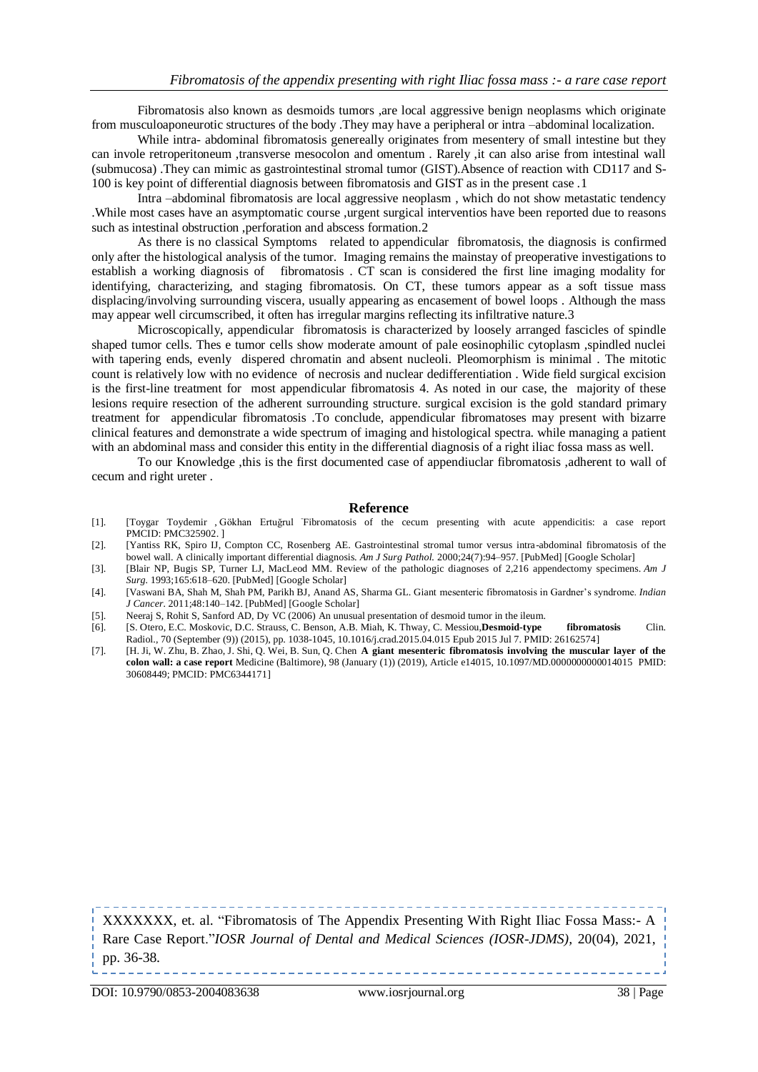Fibromatosis also known as desmoids tumors ,are local aggressive benign neoplasms which originate from musculoaponeurotic structures of the body .They may have a peripheral or intra –abdominal localization.

While intra- abdominal fibromatosis genereally originates from mesentery of small intestine but they can invole retroperitoneum ,transverse mesocolon and omentum . Rarely ,it can also arise from intestinal wall (submucosa) .They can mimic as gastrointestinal stromal tumor (GIST).Absence of reaction with CD117 and S-100 is key point of differential diagnosis between fibromatosis and GIST as in the present case .1

Intra –abdominal fibromatosis are local aggressive neoplasm , which do not show metastatic tendency .While most cases have an asymptomatic course ,urgent surgical interventios have been reported due to reasons such as intestinal obstruction ,perforation and abscess formation.2

As there is no classical Symptoms related to appendicular fibromatosis, the diagnosis is confirmed only after the histological analysis of the tumor. Imaging remains the mainstay of preoperative investigations to establish a working diagnosis of fibromatosis . CT scan is considered the first line imaging modality for identifying, characterizing, and staging fibromatosis. On CT, these tumors appear as a soft tissue mass displacing/involving surrounding viscera, usually appearing as encasement of bowel loops . Although the mass may appear well circumscribed, it often has irregular margins reflecting its infiltrative nature.3

Microscopically, appendicular fibromatosis is characterized by loosely arranged fascicles of spindle shaped tumor cells. Thes e tumor cells show moderate amount of pale eosinophilic cytoplasm ,spindled nuclei with tapering ends, evenly dispered chromatin and absent nucleoli. Pleomorphism is minimal . The mitotic count is relatively low with no evidence of necrosis and nuclear dedifferentiation . Wide field surgical excision is the first-line treatment for most appendicular fibromatosis 4. As noted in our case, the majority of these lesions require resection of the adherent surrounding structure. surgical excision is the gold standard primary treatment for appendicular fibromatosis .To conclude, appendicular fibromatoses may present with bizarre clinical features and demonstrate a wide spectrum of imaging and histological spectra. while managing a patient with an abdominal mass and consider this entity in the differential diagnosis of a right iliac fossa mass as well.

To our Knowledge ,this is the first documented case of appendiuclar fibromatosis ,adherent to wall of cecum and right ureter .

## Reference

[1]. [Toygar Toydemir , Gökhan Ertuğrul ˆFibromatosis of the cecum presenting with acute appendicitis: a case report PMCID: PMC325902. ]

[2]. [Yantiss RK, Spiro IJ, Compton CC, Rosenberg AE. Gastrointestinal stromal tumor versus intra-abdominal fibromatosis of the bowel wall. A clinically important differential diagnosis. *Am J Surg Pathol.* 2000;24(7):94–957. [PubMed] [Google Scholar]

[3]. [Blair NP, Bugis SP, Turner LJ, MacLeod MM. Review of the pathologic diagnoses of 2,216 appendectomy specimens. *Am J Surg.* 1993;165:618–620. [PubMed] [Google Scholar]

[4]. [Vaswani BA, Shah M, Shah PM, Parikh BJ, Anand AS, Sharma GL. Giant mesenteric fibromatosis in Gardner's syndrome. *Indian J Cancer.* 2011;48:140–142. [PubMed] [Google Scholar]

[5]. Neeraj S, Rohit S, Sanford AD, Dy VC (2006) An unusual presentation of desmoid tumor in the ileum.

[6]. [S. Otero, E.C. Moskovic, D.C. Strauss, C. Benson, A.B. Miah, K. Thway, C. Messiou,**Desmoid-type fibromatosis** Clin. Radiol., 70 (September (9)) (2015), pp. 1038-1045, 10.1016/j.crad.2015.04.015 Epub 2015 Jul 7. PMID: 26162574]

[7]. [H. Ji, W. Zhu, B. Zhao, J. Shi, Q. Wei, B. Sun, Q. Chen **A giant mesenteric fibromatosis involving the muscular layer of the colon wall: a case report** Medicine (Baltimore), 98 (January (1)) (2019), Article e14015, 10.1097/MD.0000000000014015 PMID: 30608449; PMCID: PMC6344171]

XXXXXXX, et. al. "Fibromatosis of The Appendix Presenting With Right Iliac Fossa Mass:- A Rare Case Report."*IOSR Journal of Dental and Medical Sciences (IOSR-JDMS)*, 20(04), 2021, pp. 36-38.